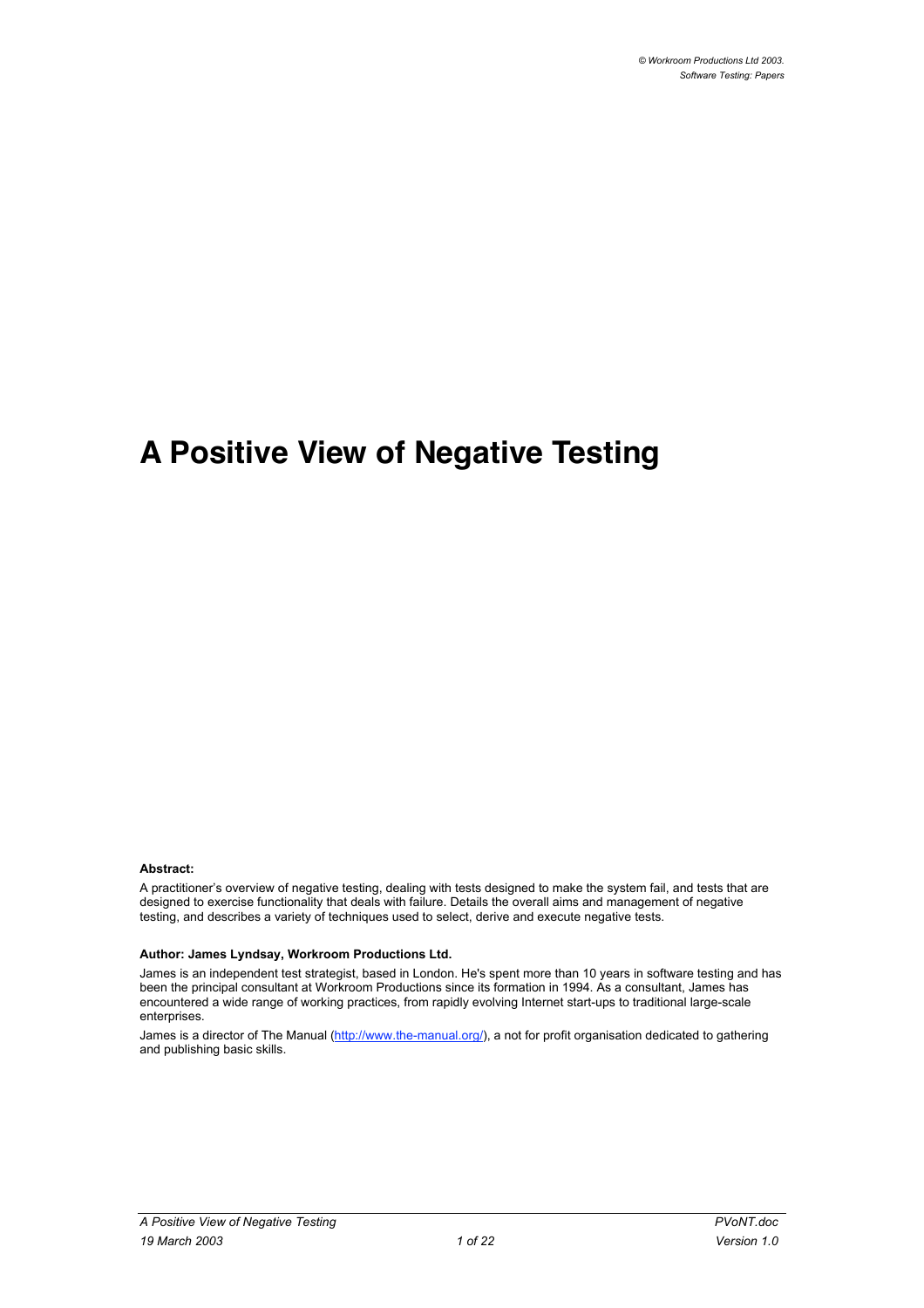# A Positive View of Negative Testing

**Abstract:**

A practitioner's overview of negative testing, dealing with tests designed to make the system fail, and tests that are designed to exercise functionality that deals with failure. Details the overall aims and management of negative testing, and describes a variety of techniques used to select, derive and execute negative tests.

**Author: James Lyndsay, Workroom Productions Ltd.**

James is an independent test strategist, based in London. He's spent more than 10 years in software testing and has been the principal consultant at Workroom Productions since its formation in 1994. As a consultant, James has encountered a wide range of working practices, from rapidly evolving Internet start-ups to traditional large-scale enterprises.

James is a director of The Manual (http://www.the-manual.org/), a not for profit organisation dedicated to gathering and publishing basic skills.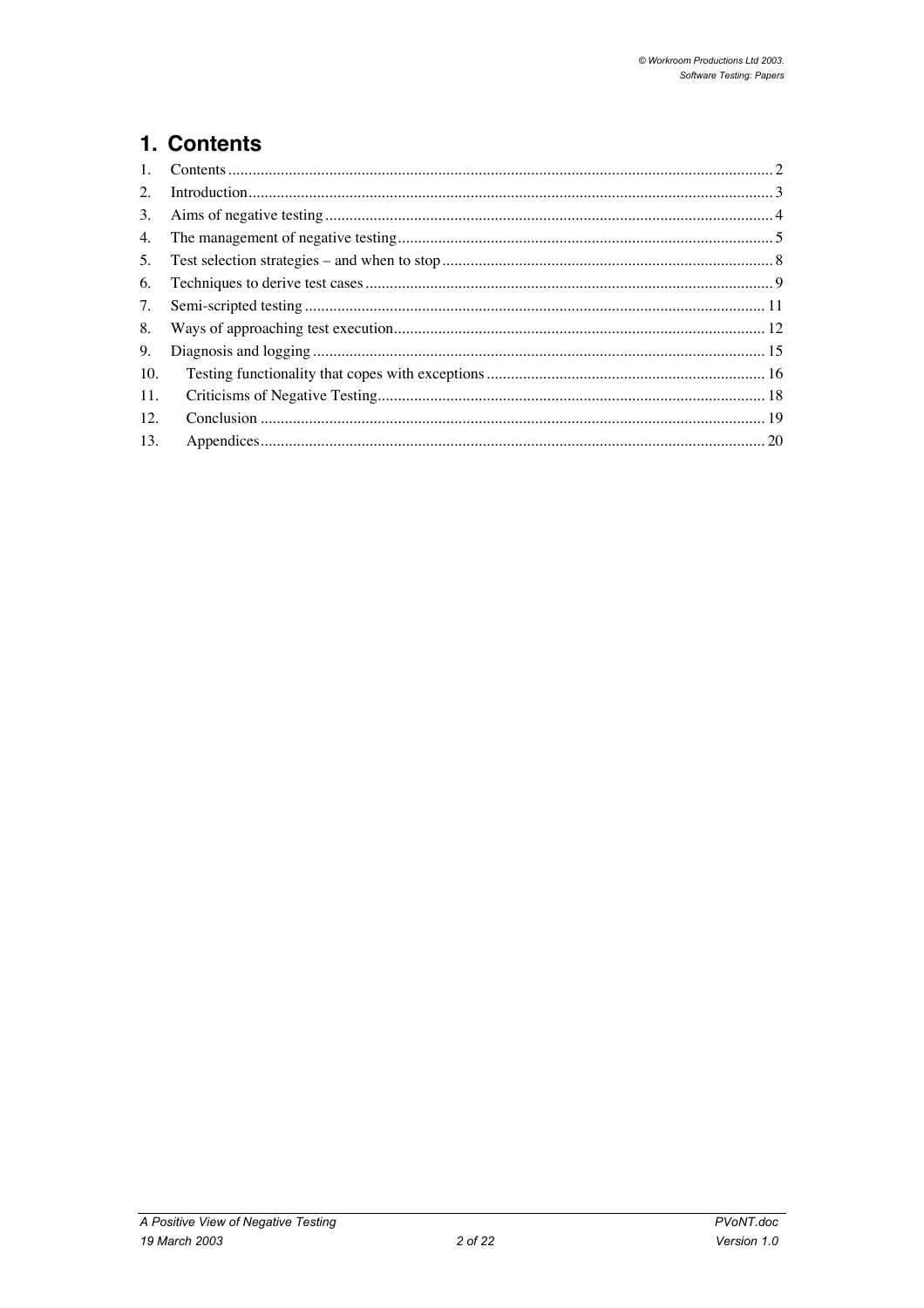# 1. Contents

1. Contents ..... 2
2. Introduction ..... 3
3. Aims of negative testing ..... 4
4. The management of negative testing ..... 5
5. Test selection strategies – and when to stop ..... 8
6. Techniques to derive test cases ..... 9
7. Semi-scripted testing ..... 11
8. Ways of approaching test execution ..... 12
9. Diagnosis and logging ..... 15
10. Testing functionality that copes with exceptions ..... 16
11. Criticisms of Negative Testing ..... 18
12. Conclusion ..... 19
13. Appendices ..... 20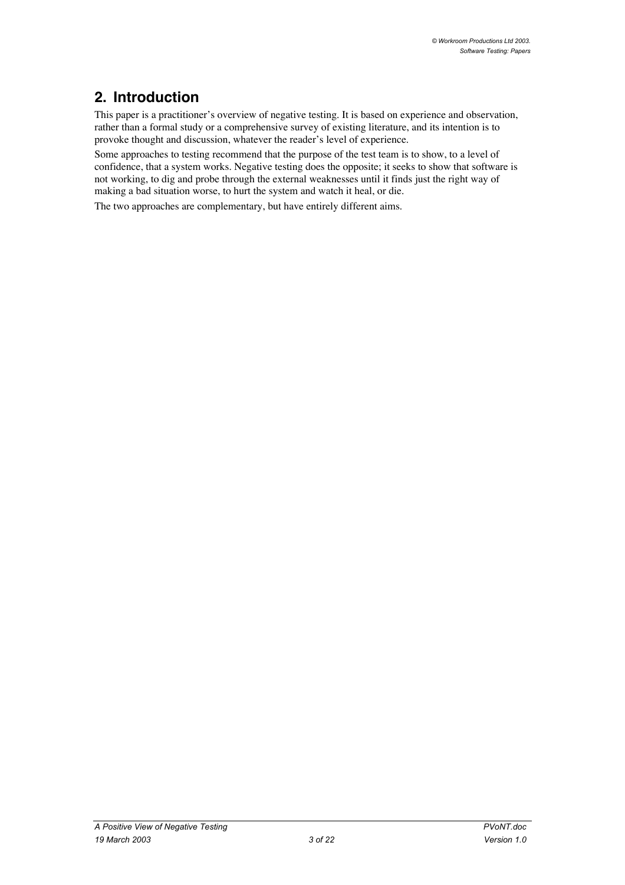## 2. Introduction

This paper is a practitioner's overview of negative testing. It is based on experience and observation, rather than a formal study or a comprehensive survey of existing literature, and its intention is to provoke thought and discussion, whatever the reader's level of experience.

Some approaches to testing recommend that the purpose of the test team is to show, to a level of confidence, that a system works. Negative testing does the opposite; it seeks to show that software is not working, to dig and probe through the external weaknesses until it finds just the right way of making a bad situation worse, to hurt the system and watch it heal, or die.

The two approaches are complementary, but have entirely different aims.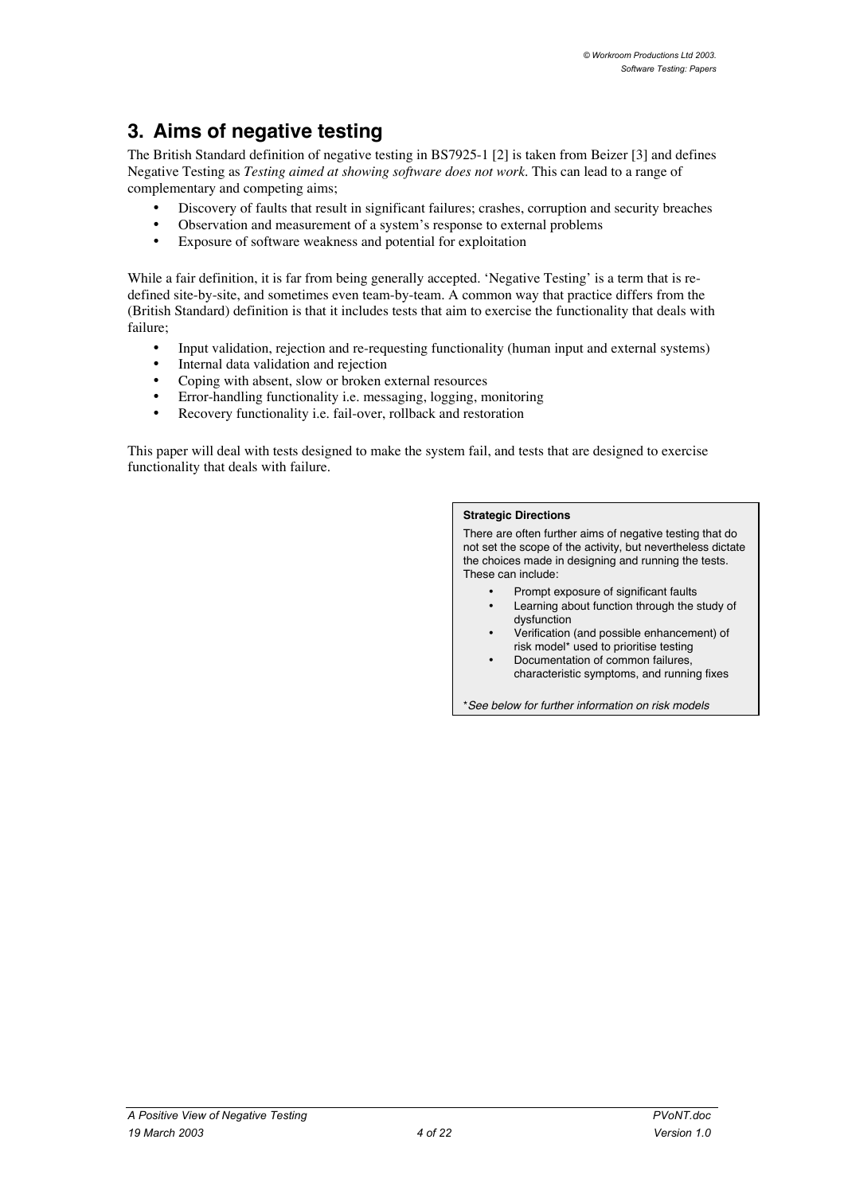## 3. Aims of negative testing

The British Standard definition of negative testing in BS7925-1 [2] is taken from Beizer [3] and defines Negative Testing as *Testing aimed at showing software does not work*. This can lead to a range of complementary and competing aims;

- Discovery of faults that result in significant failures; crashes, corruption and security breaches
- Observation and measurement of a system's response to external problems
- Exposure of software weakness and potential for exploitation

While a fair definition, it is far from being generally accepted. 'Negative Testing' is a term that is re-defined site-by-site, and sometimes even team-by-team. A common way that practice differs from the (British Standard) definition is that it includes tests that aim to exercise the functionality that deals with failure;

- Input validation, rejection and re-requesting functionality (human input and external systems)
- Internal data validation and rejection
- Coping with absent, slow or broken external resources
- Error-handling functionality i.e. messaging, logging, monitoring
- Recovery functionality i.e. fail-over, rollback and restoration

This paper will deal with tests designed to make the system fail, and tests that are designed to exercise functionality that deals with failure.

**Strategic Directions**

There are often further aims of negative testing that do not set the scope of the activity, but nevertheless dictate the choices made in designing and running the tests. These can include:

- Prompt exposure of significant faults
- Learning about function through the study of dysfunction
- Verification (and possible enhancement) of risk model* used to prioritise testing
- Documentation of common failures, characteristic symptoms, and running fixes

**See below for further information on risk models*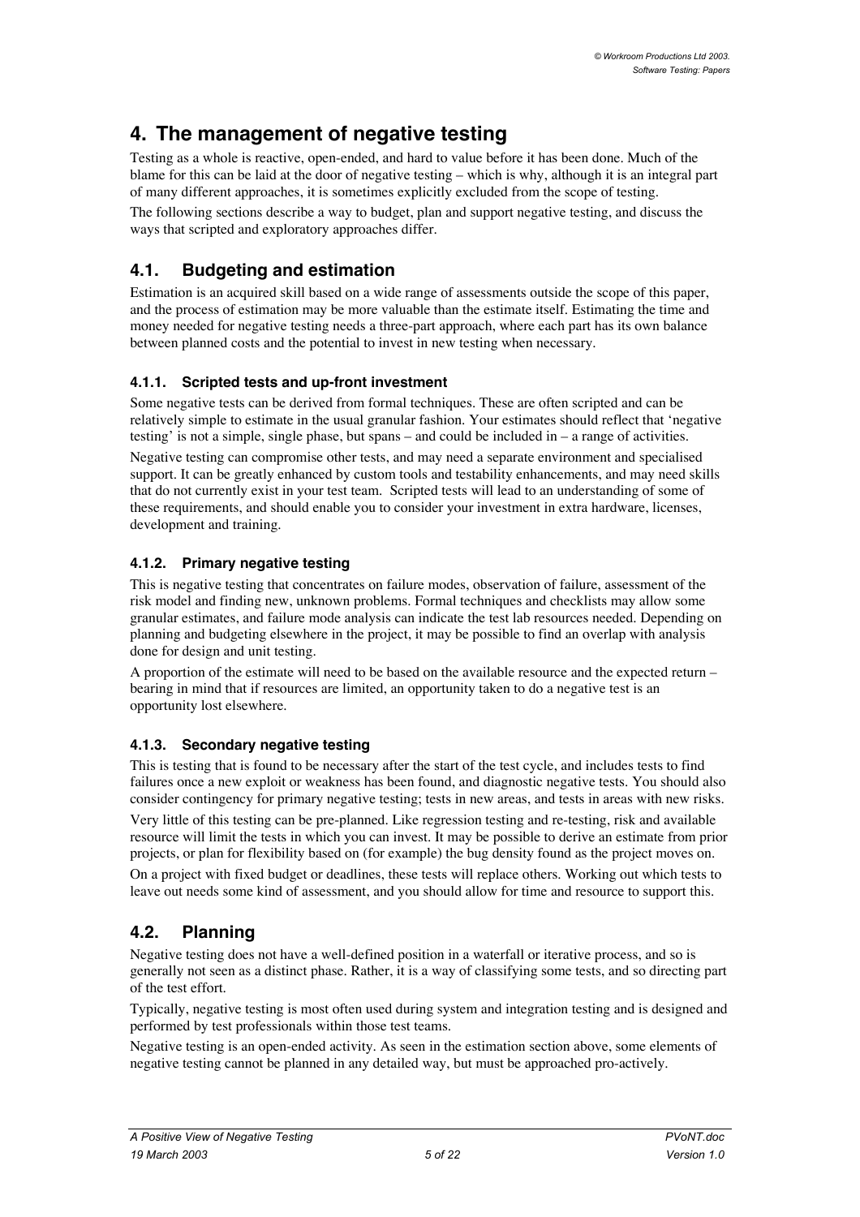# 4. The management of negative testing

Testing as a whole is reactive, open-ended, and hard to value before it has been done. Much of the blame for this can be laid at the door of negative testing – which is why, although it is an integral part of many different approaches, it is sometimes explicitly excluded from the scope of testing.

The following sections describe a way to budget, plan and support negative testing, and discuss the ways that scripted and exploratory approaches differ.

## 4.1. Budgeting and estimation

Estimation is an acquired skill based on a wide range of assessments outside the scope of this paper, and the process of estimation may be more valuable than the estimate itself. Estimating the time and money needed for negative testing needs a three-part approach, where each part has its own balance between planned costs and the potential to invest in new testing when necessary.

### 4.1.1. Scripted tests and up-front investment

Some negative tests can be derived from formal techniques. These are often scripted and can be relatively simple to estimate in the usual granular fashion. Your estimates should reflect that 'negative testing' is not a simple, single phase, but spans – and could be included in – a range of activities.

Negative testing can compromise other tests, and may need a separate environment and specialised support. It can be greatly enhanced by custom tools and testability enhancements, and may need skills that do not currently exist in your test team. Scripted tests will lead to an understanding of some of these requirements, and should enable you to consider your investment in extra hardware, licenses, development and training.

### 4.1.2. Primary negative testing

This is negative testing that concentrates on failure modes, observation of failure, assessment of the risk model and finding new, unknown problems. Formal techniques and checklists may allow some granular estimates, and failure mode analysis can indicate the test lab resources needed. Depending on planning and budgeting elsewhere in the project, it may be possible to find an overlap with analysis done for design and unit testing.

A proportion of the estimate will need to be based on the available resource and the expected return – bearing in mind that if resources are limited, an opportunity taken to do a negative test is an opportunity lost elsewhere.

### 4.1.3. Secondary negative testing

This is testing that is found to be necessary after the start of the test cycle, and includes tests to find failures once a new exploit or weakness has been found, and diagnostic negative tests. You should also consider contingency for primary negative testing; tests in new areas, and tests in areas with new risks.

Very little of this testing can be pre-planned. Like regression testing and re-testing, risk and available resource will limit the tests in which you can invest. It may be possible to derive an estimate from prior projects, or plan for flexibility based on (for example) the bug density found as the project moves on.

On a project with fixed budget or deadlines, these tests will replace others. Working out which tests to leave out needs some kind of assessment, and you should allow for time and resource to support this.

## 4.2. Planning

Negative testing does not have a well-defined position in a waterfall or iterative process, and so is generally not seen as a distinct phase. Rather, it is a way of classifying some tests, and so directing part of the test effort.

Typically, negative testing is most often used during system and integration testing and is designed and performed by test professionals within those test teams.

Negative testing is an open-ended activity. As seen in the estimation section above, some elements of negative testing cannot be planned in any detailed way, but must be approached pro-actively.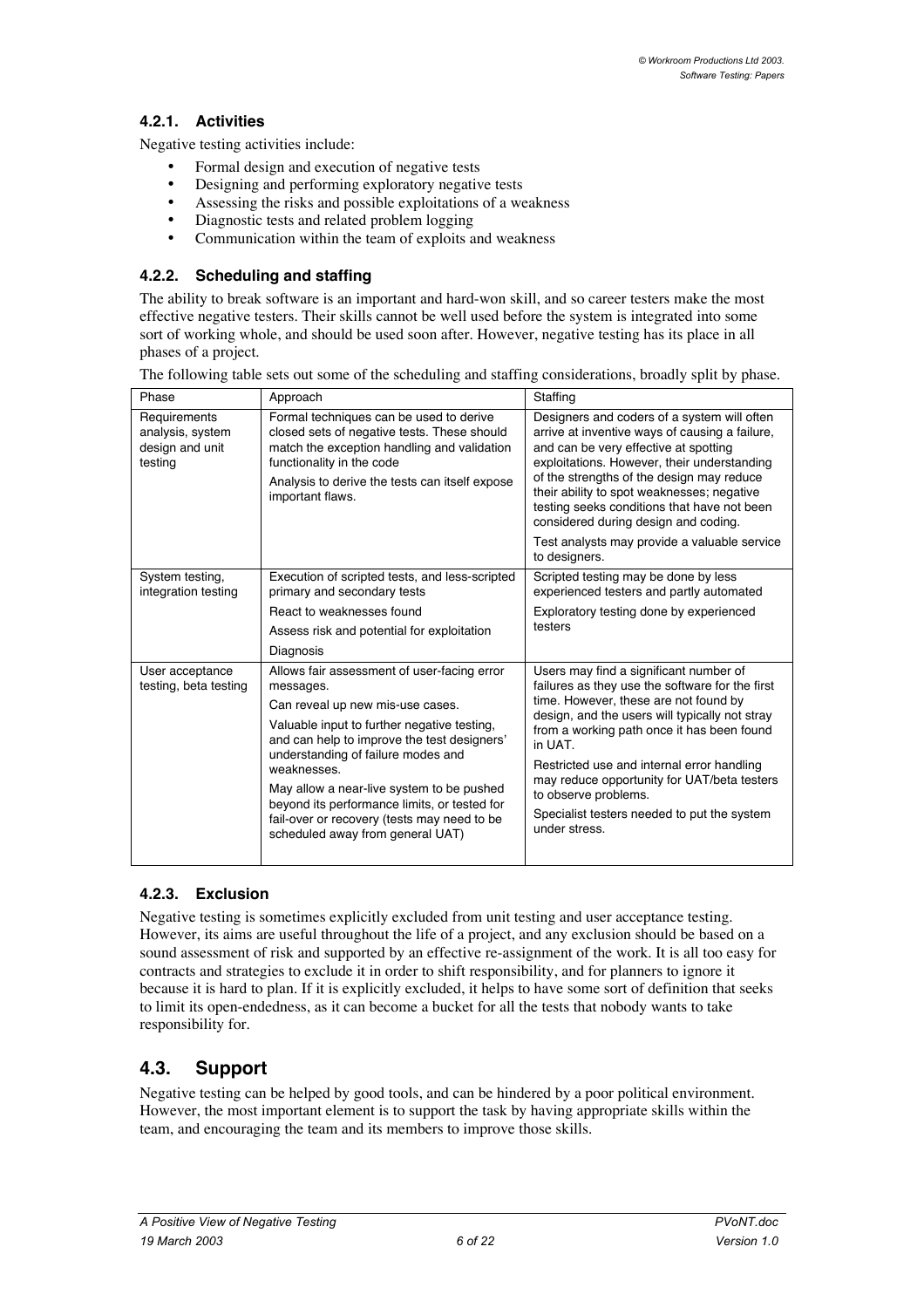#### 4.2.1. Activities

Negative testing activities include:

- Formal design and execution of negative tests
- Designing and performing exploratory negative tests
- Assessing the risks and possible exploitations of a weakness
- Diagnostic tests and related problem logging
- Communication within the team of exploits and weakness

#### 4.2.2. Scheduling and staffing

The ability to break software is an important and hard-won skill, and so career testers make the most effective negative testers. Their skills cannot be well used before the system is integrated into some sort of working whole, and should be used soon after. However, negative testing has its place in all phases of a project.

The following table sets out some of the scheduling and staffing considerations, broadly split by phase.

| Phase | Approach | Staffing |
|---|---|---|
| Requirements analysis, system design and unit testing | Formal techniques can be used to derive closed sets of negative tests. These should match the exception handling and validation functionality in the code<br><br>Analysis to derive the tests can itself expose important flaws. | Designers and coders of a system will often arrive at inventive ways of causing a failure, and can be very effective at spotting exploitations. However, their understanding of the strengths of the design may reduce their ability to spot weaknesses; negative testing seeks conditions that have not been considered during design and coding.<br><br>Test analysts may provide a valuable service to designers. |
| System testing, integration testing | Execution of scripted tests, and less-scripted primary and secondary tests<br><br>React to weaknesses found<br><br>Assess risk and potential for exploitation<br><br>Diagnosis | Scripted testing may be done by less experienced testers and partly automated<br><br>Exploratory testing done by experienced testers |
| User acceptance testing, beta testing | Allows fair assessment of user-facing error messages.<br><br>Can reveal up new mis-use cases.<br><br>Valuable input to further negative testing, and can help to improve the test designers' understanding of failure modes and weaknesses.<br><br>May allow a near-live system to be pushed beyond its performance limits, or tested for fail-over or recovery (tests may need to be scheduled away from general UAT) | Users may find a significant number of failures as they use the software for the first time. However, these are not found by design, and the users will typically not stray from a working path once it has been found in UAT.<br><br>Restricted use and internal error handling may reduce opportunity for UAT/beta testers to observe problems.<br><br>Specialist testers needed to put the system under stress. |

#### 4.2.3. Exclusion

Negative testing is sometimes explicitly excluded from unit testing and user acceptance testing. However, its aims are useful throughout the life of a project, and any exclusion should be based on a sound assessment of risk and supported by an effective re-assignment of the work. It is all too easy for contracts and strategies to exclude it in order to shift responsibility, and for planners to ignore it because it is hard to plan. If it is explicitly excluded, it helps to have some sort of definition that seeks to limit its open-endedness, as it can become a bucket for all the tests that nobody wants to take responsibility for.

### 4.3. Support

Negative testing can be helped by good tools, and can be hindered by a poor political environment. However, the most important element is to support the task by having appropriate skills within the team, and encouraging the team and its members to improve those skills.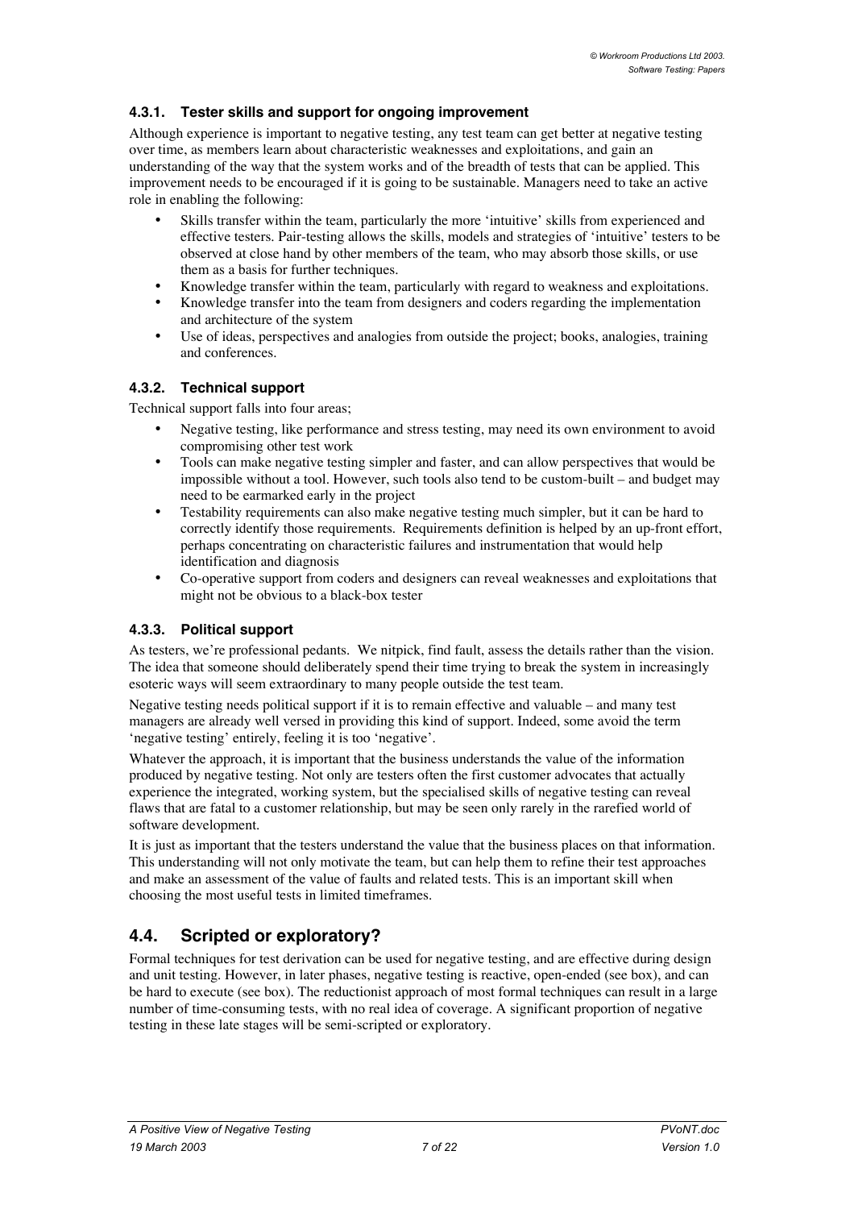### 4.3.1. Tester skills and support for ongoing improvement

Although experience is important to negative testing, any test team can get better at negative testing over time, as members learn about characteristic weaknesses and exploitations, and gain an understanding of the way that the system works and of the breadth of tests that can be applied. This improvement needs to be encouraged if it is going to be sustainable. Managers need to take an active role in enabling the following:

- Skills transfer within the team, particularly the more 'intuitive' skills from experienced and effective testers. Pair-testing allows the skills, models and strategies of 'intuitive' testers to be observed at close hand by other members of the team, who may absorb those skills, or use them as a basis for further techniques.
- Knowledge transfer within the team, particularly with regard to weakness and exploitations.
- Knowledge transfer into the team from designers and coders regarding the implementation and architecture of the system
- Use of ideas, perspectives and analogies from outside the project; books, analogies, training and conferences.

### 4.3.2. Technical support

Technical support falls into four areas;

- Negative testing, like performance and stress testing, may need its own environment to avoid compromising other test work
- Tools can make negative testing simpler and faster, and can allow perspectives that would be impossible without a tool. However, such tools also tend to be custom-built – and budget may need to be earmarked early in the project
- Testability requirements can also make negative testing much simpler, but it can be hard to correctly identify those requirements. Requirements definition is helped by an up-front effort, perhaps concentrating on characteristic failures and instrumentation that would help identification and diagnosis
- Co-operative support from coders and designers can reveal weaknesses and exploitations that might not be obvious to a black-box tester

### 4.3.3. Political support

As testers, we're professional pedants. We nitpick, find fault, assess the details rather than the vision. The idea that someone should deliberately spend their time trying to break the system in increasingly esoteric ways will seem extraordinary to many people outside the test team.

Negative testing needs political support if it is to remain effective and valuable – and many test managers are already well versed in providing this kind of support. Indeed, some avoid the term 'negative testing' entirely, feeling it is too 'negative'.

Whatever the approach, it is important that the business understands the value of the information produced by negative testing. Not only are testers often the first customer advocates that actually experience the integrated, working system, but the specialised skills of negative testing can reveal flaws that are fatal to a customer relationship, but may be seen only rarely in the rarefied world of software development.

It is just as important that the testers understand the value that the business places on that information. This understanding will not only motivate the team, but can help them to refine their test approaches and make an assessment of the value of faults and related tests. This is an important skill when choosing the most useful tests in limited timeframes.

## 4.4. Scripted or exploratory?

Formal techniques for test derivation can be used for negative testing, and are effective during design and unit testing. However, in later phases, negative testing is reactive, open-ended (see box), and can be hard to execute (see box). The reductionist approach of most formal techniques can result in a large number of time-consuming tests, with no real idea of coverage. A significant proportion of negative testing in these late stages will be semi-scripted or exploratory.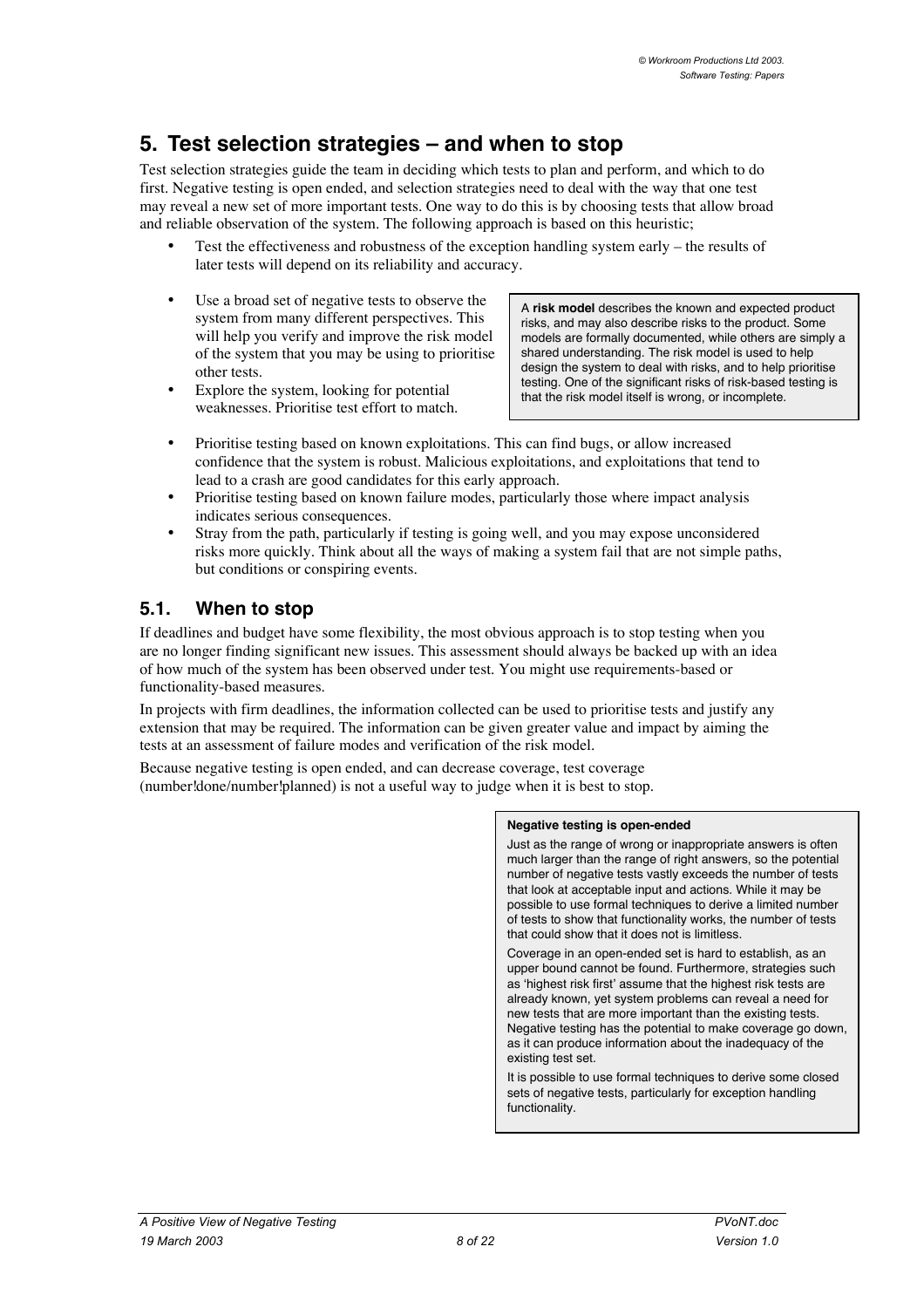# 5. Test selection strategies – and when to stop

Test selection strategies guide the team in deciding which tests to plan and perform, and which to do first. Negative testing is open ended, and selection strategies need to deal with the way that one test may reveal a new set of more important tests. One way to do this is by choosing tests that allow broad and reliable observation of the system. The following approach is based on this heuristic;

- Test the effectiveness and robustness of the exception handling system early – the results of later tests will depend on its reliability and accuracy.
- Use a broad set of negative tests to observe the system from many different perspectives. This will help you verify and improve the risk model of the system that you may be using to prioritise other tests.
- Explore the system, looking for potential weaknesses. Prioritise test effort to match.
- Prioritise testing based on known exploitations. This can find bugs, or allow increased confidence that the system is robust. Malicious exploitations, and exploitations that tend to lead to a crash are good candidates for this early approach.
- Prioritise testing based on known failure modes, particularly those where impact analysis indicates serious consequences.
- Stray from the path, particularly if testing is going well, and you may expose unconsidered risks more quickly. Think about all the ways of making a system fail that are not simple paths, but conditions or conspiring events.

> A **risk model** describes the known and expected product risks, and may also describe risks to the product. Some models are formally documented, while others are simply a shared understanding. The risk model is used to help design the system to deal with risks, and to help prioritise testing. One of the significant risks of risk-based testing is that the risk model itself is wrong, or incomplete.

## 5.1. When to stop

If deadlines and budget have some flexibility, the most obvious approach is to stop testing when you are no longer finding significant new issues. This assessment should always be backed up with an idea of how much of the system has been observed under test. You might use requirements-based or functionality-based measures.

In projects with firm deadlines, the information collected can be used to prioritise tests and justify any extension that may be required. The information can be given greater value and impact by aiming the tests at an assessment of failure modes and verification of the risk model.

Because negative testing is open ended, and can decrease coverage, test coverage (number done/number planned) is not a useful way to judge when it is best to stop.

> **Negative testing is open-ended**
>
> Just as the range of wrong or inappropriate answers is often much larger than the range of right answers, so the potential number of negative tests vastly exceeds the number of tests that look at acceptable input and actions. While it may be possible to use formal techniques to derive a limited number of tests to show that functionality works, the number of tests that could show that it does not is limitless.
>
> Coverage in an open-ended set is hard to establish, as an upper bound cannot be found. Furthermore, strategies such as 'highest risk first' assume that the highest risk tests are already known, yet system problems can reveal a need for new tests that are more important than the existing tests. Negative testing has the potential to make coverage go down, as it can produce information about the inadequacy of the existing test set.
>
> It is possible to use formal techniques to derive some closed sets of negative tests, particularly for exception handling functionality.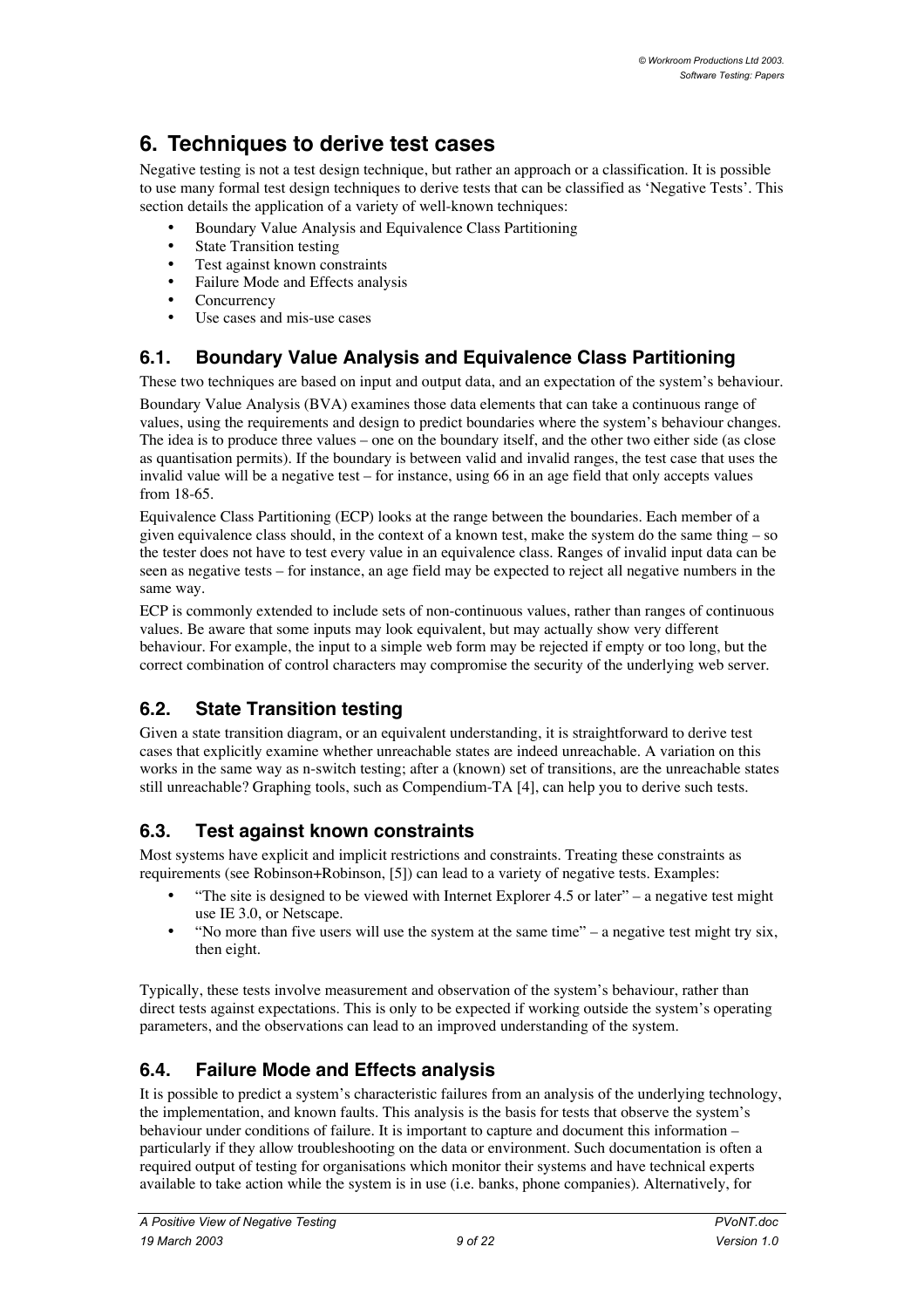# 6. Techniques to derive test cases

Negative testing is not a test design technique, but rather an approach or a classification. It is possible to use many formal test design techniques to derive tests that can be classified as 'Negative Tests'. This section details the application of a variety of well-known techniques:

- Boundary Value Analysis and Equivalence Class Partitioning
- State Transition testing
- Test against known constraints
- Failure Mode and Effects analysis
- Concurrency
- Use cases and mis-use cases

## 6.1. Boundary Value Analysis and Equivalence Class Partitioning

These two techniques are based on input and output data, and an expectation of the system's behaviour.

Boundary Value Analysis (BVA) examines those data elements that can take a continuous range of values, using the requirements and design to predict boundaries where the system's behaviour changes. The idea is to produce three values – one on the boundary itself, and the other two either side (as close as quantisation permits). If the boundary is between valid and invalid ranges, the test case that uses the invalid value will be a negative test – for instance, using 66 in an age field that only accepts values from 18-65.

Equivalence Class Partitioning (ECP) looks at the range between the boundaries. Each member of a given equivalence class should, in the context of a known test, make the system do the same thing – so the tester does not have to test every value in an equivalence class. Ranges of invalid input data can be seen as negative tests – for instance, an age field may be expected to reject all negative numbers in the same way.

ECP is commonly extended to include sets of non-continuous values, rather than ranges of continuous values. Be aware that some inputs may look equivalent, but may actually show very different behaviour. For example, the input to a simple web form may be rejected if empty or too long, but the correct combination of control characters may compromise the security of the underlying web server.

## 6.2. State Transition testing

Given a state transition diagram, or an equivalent understanding, it is straightforward to derive test cases that explicitly examine whether unreachable states are indeed unreachable. A variation on this works in the same way as n-switch testing; after a (known) set of transitions, are the unreachable states still unreachable? Graphing tools, such as Compendium-TA [4], can help you to derive such tests.

## 6.3. Test against known constraints

Most systems have explicit and implicit restrictions and constraints. Treating these constraints as requirements (see Robinson+Robinson, [5]) can lead to a variety of negative tests. Examples:

- "The site is designed to be viewed with Internet Explorer 4.5 or later" – a negative test might use IE 3.0, or Netscape.
- "No more than five users will use the system at the same time" – a negative test might try six, then eight.

Typically, these tests involve measurement and observation of the system's behaviour, rather than direct tests against expectations. This is only to be expected if working outside the system's operating parameters, and the observations can lead to an improved understanding of the system.

## 6.4. Failure Mode and Effects analysis

It is possible to predict a system's characteristic failures from an analysis of the underlying technology, the implementation, and known faults. This analysis is the basis for tests that observe the system's behaviour under conditions of failure. It is important to capture and document this information – particularly if they allow troubleshooting on the data or environment. Such documentation is often a required output of testing for organisations which monitor their systems and have technical experts available to take action while the system is in use (i.e. banks, phone companies). Alternatively, for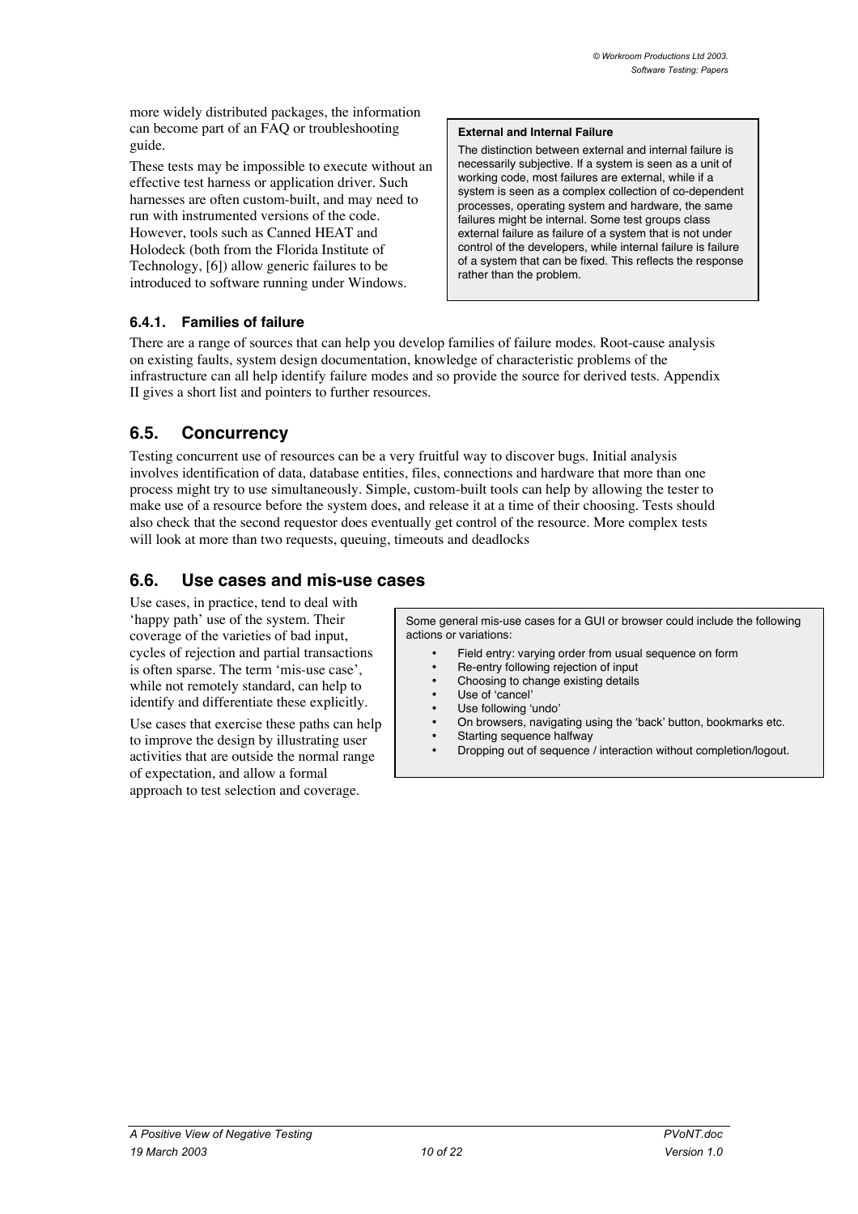more widely distributed packages, the information can become part of an FAQ or troubleshooting guide.

These tests may be impossible to execute without an effective test harness or application driver. Such harnesses are often custom-built, and may need to run with instrumented versions of the code. However, tools such as Canned HEAT and Holodeck (both from the Florida Institute of Technology, [6]) allow generic failures to be introduced to software running under Windows.

> **External and Internal Failure**
>
> The distinction between external and internal failure is necessarily subjective. If a system is seen as a unit of working code, most failures are external, while if a system is seen as a complex collection of co-dependent processes, operating system and hardware, the same failures might be internal. Some test groups class external failure as failure of a system that is not under control of the developers, while internal failure is failure of a system that can be fixed. This reflects the response rather than the problem.

### 6.4.1. Families of failure

There are a range of sources that can help you develop families of failure modes. Root-cause analysis on existing faults, system design documentation, knowledge of characteristic problems of the infrastructure can all help identify failure modes and so provide the source for derived tests. Appendix II gives a short list and pointers to further resources.

## 6.5. Concurrency

Testing concurrent use of resources can be a very fruitful way to discover bugs. Initial analysis involves identification of data, database entities, files, connections and hardware that more than one process might try to use simultaneously. Simple, custom-built tools can help by allowing the tester to make use of a resource before the system does, and release it at a time of their choosing. Tests should also check that the second requestor does eventually get control of the resource. More complex tests will look at more than two requests, queuing, timeouts and deadlocks

## 6.6. Use cases and mis-use cases

Use cases, in practice, tend to deal with 'happy path' use of the system. Their coverage of the varieties of bad input, cycles of rejection and partial transactions is often sparse. The term 'mis-use case', while not remotely standard, can help to identify and differentiate these explicitly.

Use cases that exercise these paths can help to improve the design by illustrating user activities that are outside the normal range of expectation, and allow a formal approach to test selection and coverage.

> Some general mis-use cases for a GUI or browser could include the following actions or variations:
>
> - Field entry: varying order from usual sequence on form
> - Re-entry following rejection of input
> - Choosing to change existing details
> - Use of 'cancel'
> - Use following 'undo'
> - On browsers, navigating using the 'back' button, bookmarks etc.
> - Starting sequence halfway
> - Dropping out of sequence / interaction without completion/logout.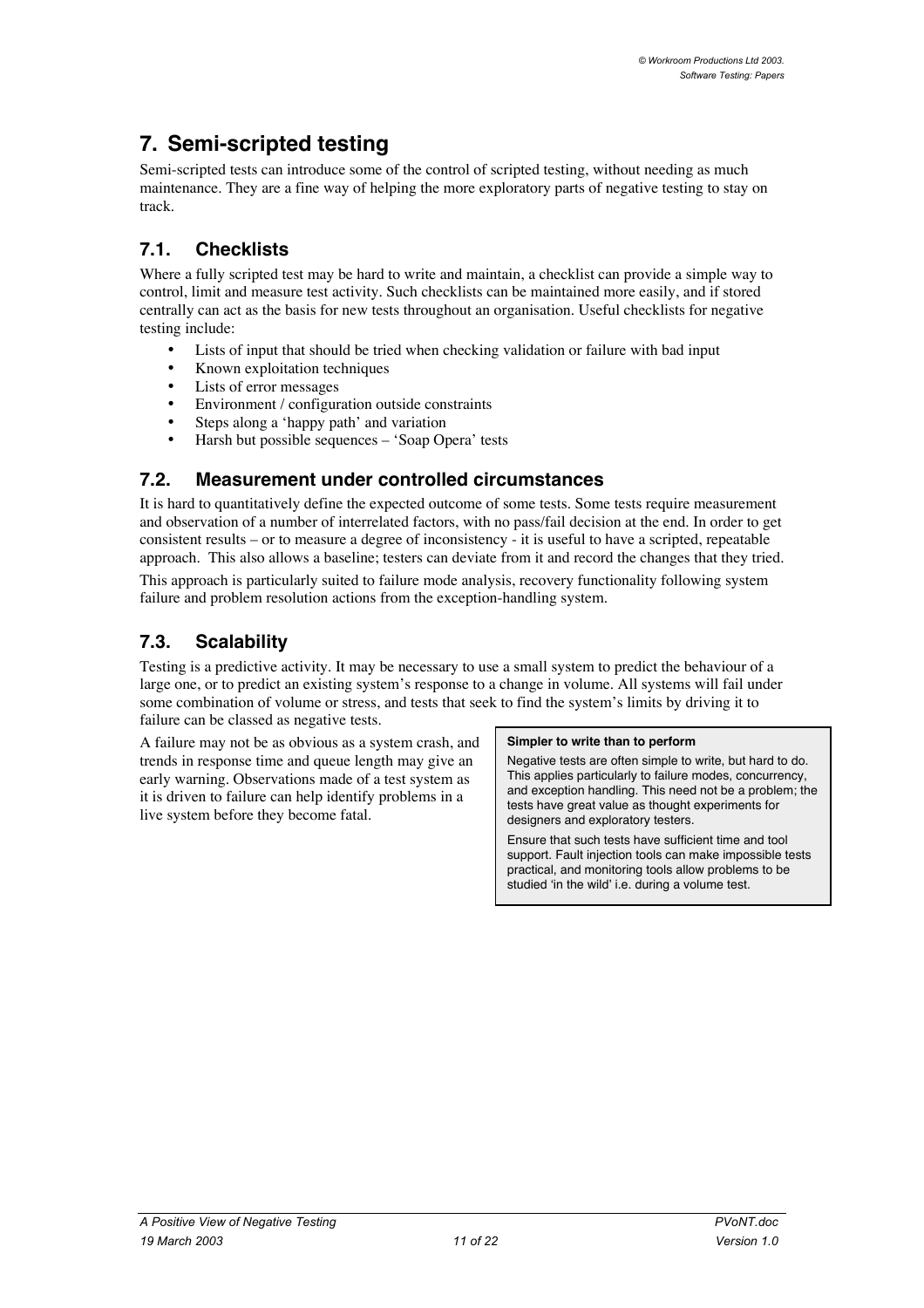# 7. Semi-scripted testing

Semi-scripted tests can introduce some of the control of scripted testing, without needing as much maintenance. They are a fine way of helping the more exploratory parts of negative testing to stay on track.

## 7.1. Checklists

Where a fully scripted test may be hard to write and maintain, a checklist can provide a simple way to control, limit and measure test activity. Such checklists can be maintained more easily, and if stored centrally can act as the basis for new tests throughout an organisation. Useful checklists for negative testing include:

- Lists of input that should be tried when checking validation or failure with bad input
- Known exploitation techniques
- Lists of error messages
- Environment / configuration outside constraints
- Steps along a 'happy path' and variation
- Harsh but possible sequences – 'Soap Opera' tests

## 7.2. Measurement under controlled circumstances

It is hard to quantitatively define the expected outcome of some tests. Some tests require measurement and observation of a number of interrelated factors, with no pass/fail decision at the end. In order to get consistent results – or to measure a degree of inconsistency - it is useful to have a scripted, repeatable approach. This also allows a baseline; testers can deviate from it and record the changes that they tried.

This approach is particularly suited to failure mode analysis, recovery functionality following system failure and problem resolution actions from the exception-handling system.

## 7.3. Scalability

Testing is a predictive activity. It may be necessary to use a small system to predict the behaviour of a large one, or to predict an existing system's response to a change in volume. All systems will fail under some combination of volume or stress, and tests that seek to find the system's limits by driving it to failure can be classed as negative tests.

A failure may not be as obvious as a system crash, and trends in response time and queue length may give an early warning. Observations made of a test system as it is driven to failure can help identify problems in a live system before they become fatal.

**Simpler to write than to perform**

Negative tests are often simple to write, but hard to do. This applies particularly to failure modes, concurrency, and exception handling. This need not be a problem; the tests have great value as thought experiments for designers and exploratory testers.

Ensure that such tests have sufficient time and tool support. Fault injection tools can make impossible tests practical, and monitoring tools allow problems to be studied 'in the wild' i.e. during a volume test.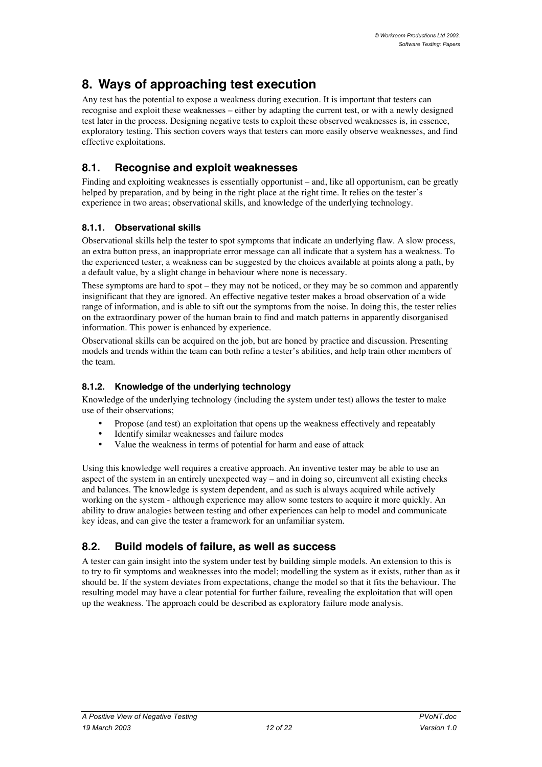# 8. Ways of approaching test execution

Any test has the potential to expose a weakness during execution. It is important that testers can recognise and exploit these weaknesses – either by adapting the current test, or with a newly designed test later in the process. Designing negative tests to exploit these observed weaknesses is, in essence, exploratory testing. This section covers ways that testers can more easily observe weaknesses, and find effective exploitations.

## 8.1. Recognise and exploit weaknesses

Finding and exploiting weaknesses is essentially opportunist – and, like all opportunism, can be greatly helped by preparation, and by being in the right place at the right time. It relies on the tester's experience in two areas; observational skills, and knowledge of the underlying technology.

### 8.1.1. Observational skills

Observational skills help the tester to spot symptoms that indicate an underlying flaw. A slow process, an extra button press, an inappropriate error message can all indicate that a system has a weakness. To the experienced tester, a weakness can be suggested by the choices available at points along a path, by a default value, by a slight change in behaviour where none is necessary.

These symptoms are hard to spot – they may not be noticed, or they may be so common and apparently insignificant that they are ignored. An effective negative tester makes a broad observation of a wide range of information, and is able to sift out the symptoms from the noise. In doing this, the tester relies on the extraordinary power of the human brain to find and match patterns in apparently disorganised information. This power is enhanced by experience.

Observational skills can be acquired on the job, but are honed by practice and discussion. Presenting models and trends within the team can both refine a tester's abilities, and help train other members of the team.

### 8.1.2. Knowledge of the underlying technology

Knowledge of the underlying technology (including the system under test) allows the tester to make use of their observations;

- Propose (and test) an exploitation that opens up the weakness effectively and repeatably
- Identify similar weaknesses and failure modes
- Value the weakness in terms of potential for harm and ease of attack

Using this knowledge well requires a creative approach. An inventive tester may be able to use an aspect of the system in an entirely unexpected way – and in doing so, circumvent all existing checks and balances. The knowledge is system dependent, and as such is always acquired while actively working on the system - although experience may allow some testers to acquire it more quickly. An ability to draw analogies between testing and other experiences can help to model and communicate key ideas, and can give the tester a framework for an unfamiliar system.

## 8.2. Build models of failure, as well as success

A tester can gain insight into the system under test by building simple models. An extension to this is to try to fit symptoms and weaknesses into the model; modelling the system as it exists, rather than as it should be. If the system deviates from expectations, change the model so that it fits the behaviour. The resulting model may have a clear potential for further failure, revealing the exploitation that will open up the weakness. The approach could be described as exploratory failure mode analysis.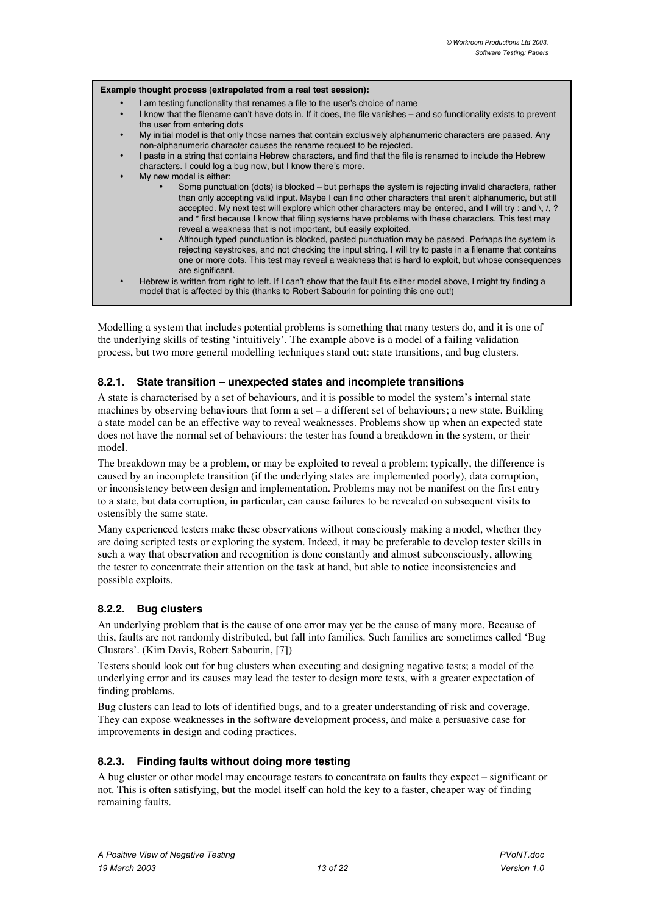**Example thought process (extrapolated from a real test session):**

- I am testing functionality that renames a file to the user's choice of name
- I know that the filename can't have dots in. If it does, the file vanishes – and so functionality exists to prevent the user from entering dots
- My initial model is that only those names that contain exclusively alphanumeric characters are passed. Any non-alphanumeric character causes the rename request to be rejected.
- I paste in a string that contains Hebrew characters, and find that the file is renamed to include the Hebrew characters. I could log a bug now, but I know there's more.
- My new model is either:
  - Some punctuation (dots) is blocked – but perhaps the system is rejecting invalid characters, rather than only accepting valid input. Maybe I can find other characters that aren't alphanumeric, but still accepted. My next test will explore which other characters may be entered, and I will try : and \, /, ? and * first because I know that filing systems have problems with these characters. This test may reveal a weakness that is not important, but easily exploited.
  - Although typed punctuation is blocked, pasted punctuation may be passed. Perhaps the system is rejecting keystrokes, and not checking the input string. I will try to paste in a filename that contains one or more dots. This test may reveal a weakness that is hard to exploit, but whose consequences are significant.
- Hebrew is written from right to left. If I can't show that the fault fits either model above, I might try finding a model that is affected by this (thanks to Robert Sabourin for pointing this one out!)

Modelling a system that includes potential problems is something that many testers do, and it is one of the underlying skills of testing 'intuitively'. The example above is a model of a failing validation process, but two more general modelling techniques stand out: state transitions, and bug clusters.

### 8.2.1. State transition – unexpected states and incomplete transitions

A state is characterised by a set of behaviours, and it is possible to model the system's internal state machines by observing behaviours that form a set – a different set of behaviours; a new state. Building a state model can be an effective way to reveal weaknesses. Problems show up when an expected state does not have the normal set of behaviours: the tester has found a breakdown in the system, or their model.

The breakdown may be a problem, or may be exploited to reveal a problem; typically, the difference is caused by an incomplete transition (if the underlying states are implemented poorly), data corruption, or inconsistency between design and implementation. Problems may not be manifest on the first entry to a state, but data corruption, in particular, can cause failures to be revealed on subsequent visits to ostensibly the same state.

Many experienced testers make these observations without consciously making a model, whether they are doing scripted tests or exploring the system. Indeed, it may be preferable to develop tester skills in such a way that observation and recognition is done constantly and almost subconsciously, allowing the tester to concentrate their attention on the task at hand, but able to notice inconsistencies and possible exploits.

### 8.2.2. Bug clusters

An underlying problem that is the cause of one error may yet be the cause of many more. Because of this, faults are not randomly distributed, but fall into families. Such families are sometimes called 'Bug Clusters'. (Kim Davis, Robert Sabourin, [7])

Testers should look out for bug clusters when executing and designing negative tests; a model of the underlying error and its causes may lead the tester to design more tests, with a greater expectation of finding problems.

Bug clusters can lead to lots of identified bugs, and to a greater understanding of risk and coverage. They can expose weaknesses in the software development process, and make a persuasive case for improvements in design and coding practices.

### 8.2.3. Finding faults without doing more testing

A bug cluster or other model may encourage testers to concentrate on faults they expect – significant or not. This is often satisfying, but the model itself can hold the key to a faster, cheaper way of finding remaining faults.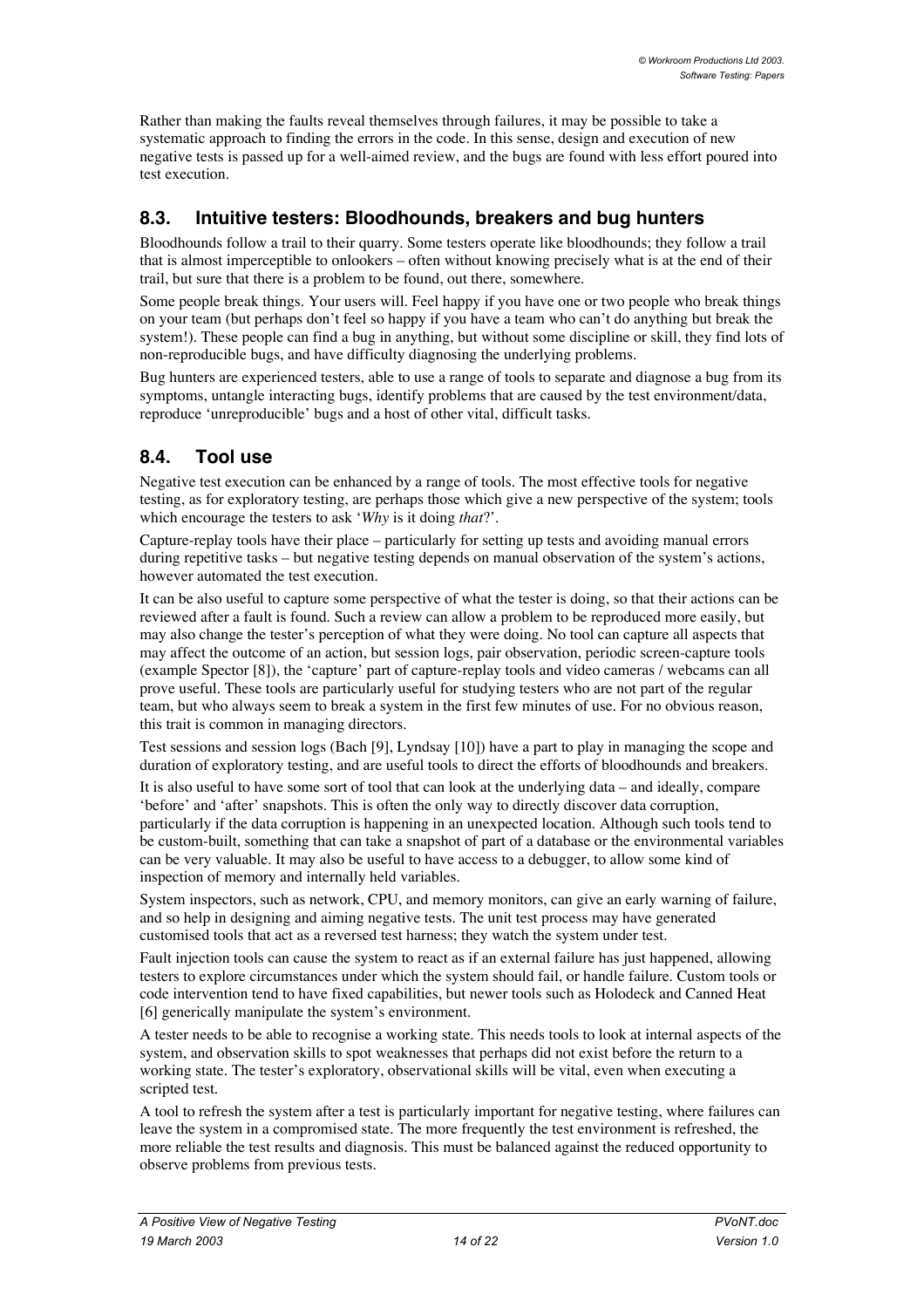Rather than making the faults reveal themselves through failures, it may be possible to take a systematic approach to finding the errors in the code. In this sense, design and execution of new negative tests is passed up for a well-aimed review, and the bugs are found with less effort poured into test execution.

## 8.3. Intuitive testers: Bloodhounds, breakers and bug hunters

Bloodhounds follow a trail to their quarry. Some testers operate like bloodhounds; they follow a trail that is almost imperceptible to onlookers – often without knowing precisely what is at the end of their trail, but sure that there is a problem to be found, out there, somewhere.

Some people break things. Your users will. Feel happy if you have one or two people who break things on your team (but perhaps don't feel so happy if you have a team who can't do anything but break the system!). These people can find a bug in anything, but without some discipline or skill, they find lots of non-reproducible bugs, and have difficulty diagnosing the underlying problems.

Bug hunters are experienced testers, able to use a range of tools to separate and diagnose a bug from its symptoms, untangle interacting bugs, identify problems that are caused by the test environment/data, reproduce 'unreproducible' bugs and a host of other vital, difficult tasks.

## 8.4. Tool use

Negative test execution can be enhanced by a range of tools. The most effective tools for negative testing, as for exploratory testing, are perhaps those which give a new perspective of the system; tools which encourage the testers to ask '*Why* is it doing *that*?'.

Capture-replay tools have their place – particularly for setting up tests and avoiding manual errors during repetitive tasks – but negative testing depends on manual observation of the system's actions, however automated the test execution.

It can be also useful to capture some perspective of what the tester is doing, so that their actions can be reviewed after a fault is found. Such a review can allow a problem to be reproduced more easily, but may also change the tester's perception of what they were doing. No tool can capture all aspects that may affect the outcome of an action, but session logs, pair observation, periodic screen-capture tools (example Spector [8]), the 'capture' part of capture-replay tools and video cameras / webcams can all prove useful. These tools are particularly useful for studying testers who are not part of the regular team, but who always seem to break a system in the first few minutes of use. For no obvious reason, this trait is common in managing directors.

Test sessions and session logs (Bach [9], Lyndsay [10]) have a part to play in managing the scope and duration of exploratory testing, and are useful tools to direct the efforts of bloodhounds and breakers.

It is also useful to have some sort of tool that can look at the underlying data – and ideally, compare 'before' and 'after' snapshots. This is often the only way to directly discover data corruption, particularly if the data corruption is happening in an unexpected location. Although such tools tend to be custom-built, something that can take a snapshot of part of a database or the environmental variables can be very valuable. It may also be useful to have access to a debugger, to allow some kind of inspection of memory and internally held variables.

System inspectors, such as network, CPU, and memory monitors, can give an early warning of failure, and so help in designing and aiming negative tests. The unit test process may have generated customised tools that act as a reversed test harness; they watch the system under test.

Fault injection tools can cause the system to react as if an external failure has just happened, allowing testers to explore circumstances under which the system should fail, or handle failure. Custom tools or code intervention tend to have fixed capabilities, but newer tools such as Holodeck and Canned Heat [6] generically manipulate the system's environment.

A tester needs to be able to recognise a working state. This needs tools to look at internal aspects of the system, and observation skills to spot weaknesses that perhaps did not exist before the return to a working state. The tester's exploratory, observational skills will be vital, even when executing a scripted test.

A tool to refresh the system after a test is particularly important for negative testing, where failures can leave the system in a compromised state. The more frequently the test environment is refreshed, the more reliable the test results and diagnosis. This must be balanced against the reduced opportunity to observe problems from previous tests.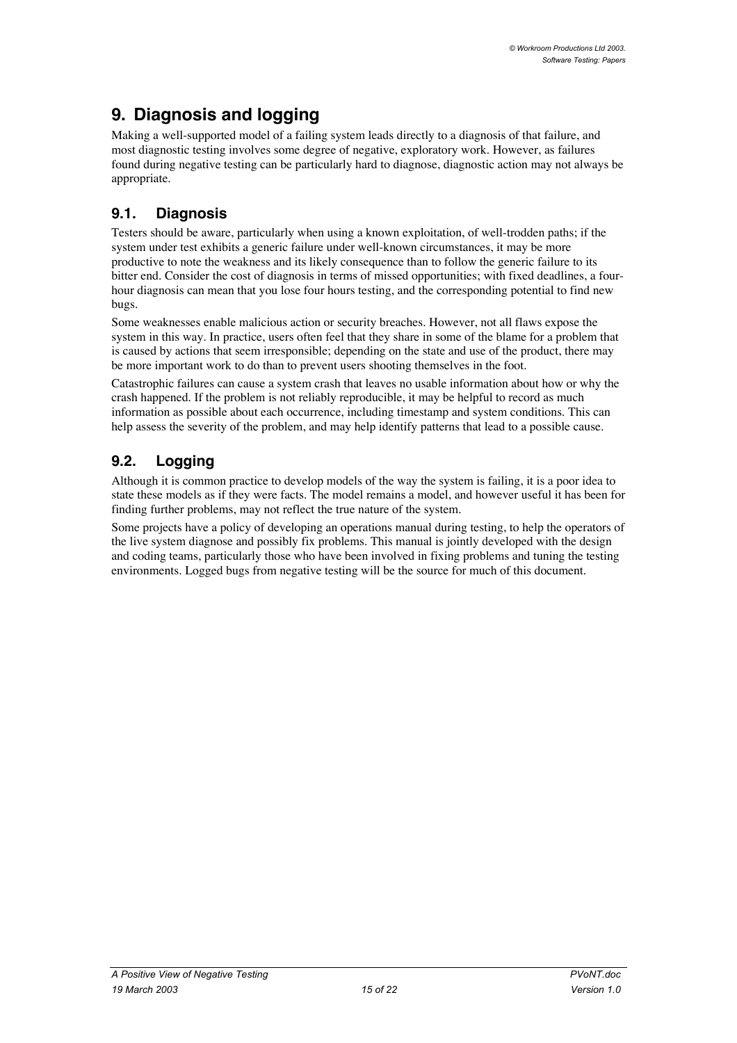# 9. Diagnosis and logging

Making a well-supported model of a failing system leads directly to a diagnosis of that failure, and most diagnostic testing involves some degree of negative, exploratory work. However, as failures found during negative testing can be particularly hard to diagnose, diagnostic action may not always be appropriate.

## 9.1. Diagnosis

Testers should be aware, particularly when using a known exploitation, of well-trodden paths; if the system under test exhibits a generic failure under well-known circumstances, it may be more productive to note the weakness and its likely consequence than to follow the generic failure to its bitter end. Consider the cost of diagnosis in terms of missed opportunities; with fixed deadlines, a four-hour diagnosis can mean that you lose four hours testing, and the corresponding potential to find new bugs.

Some weaknesses enable malicious action or security breaches. However, not all flaws expose the system in this way. In practice, users often feel that they share in some of the blame for a problem that is caused by actions that seem irresponsible; depending on the state and use of the product, there may be more important work to do than to prevent users shooting themselves in the foot.

Catastrophic failures can cause a system crash that leaves no usable information about how or why the crash happened. If the problem is not reliably reproducible, it may be helpful to record as much information as possible about each occurrence, including timestamp and system conditions. This can help assess the severity of the problem, and may help identify patterns that lead to a possible cause.

## 9.2. Logging

Although it is common practice to develop models of the way the system is failing, it is a poor idea to state these models as if they were facts. The model remains a model, and however useful it has been for finding further problems, may not reflect the true nature of the system.

Some projects have a policy of developing an operations manual during testing, to help the operators of the live system diagnose and possibly fix problems. This manual is jointly developed with the design and coding teams, particularly those who have been involved in fixing problems and tuning the testing environments. Logged bugs from negative testing will be the source for much of this document.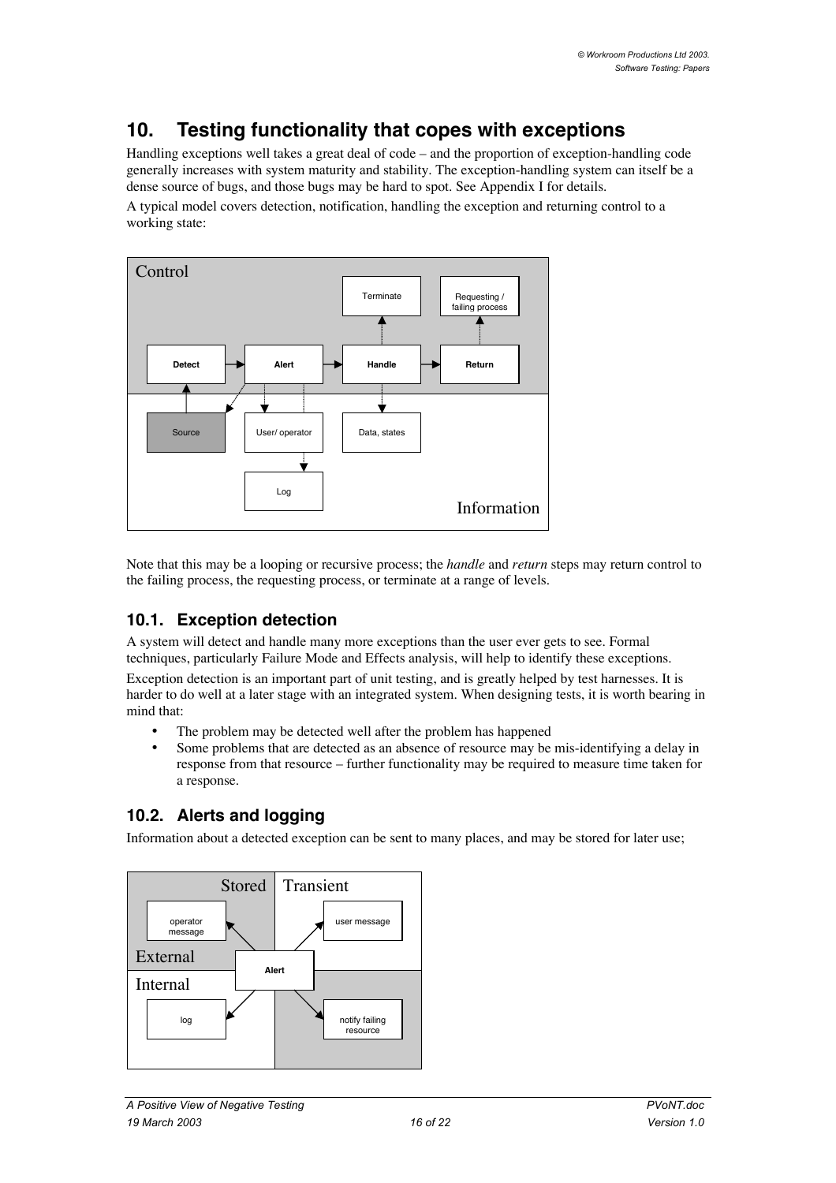# 10. Testing functionality that copes with exceptions

Handling exceptions well takes a great deal of code – and the proportion of exception-handling code generally increases with system maturity and stability. The exception-handling system can itself be a dense source of bugs, and those bugs may be hard to spot. See Appendix I for details.

A typical model covers detection, notification, handling the exception and returning control to a working state:

Note that this may be a looping or recursive process; the *handle* and *return* steps may return control to the failing process, the requesting process, or terminate at a range of levels.

## 10.1. Exception detection

A system will detect and handle many more exceptions than the user ever gets to see. Formal techniques, particularly Failure Mode and Effects analysis, will help to identify these exceptions.

Exception detection is an important part of unit testing, and is greatly helped by test harnesses. It is harder to do well at a later stage with an integrated system. When designing tests, it is worth bearing in mind that:

- The problem may be detected well after the problem has happened
- Some problems that are detected as an absence of resource may be mis-identifying a delay in response from that resource – further functionality may be required to measure time taken for a response.

## 10.2. Alerts and logging

Information about a detected exception can be sent to many places, and may be stored for later use;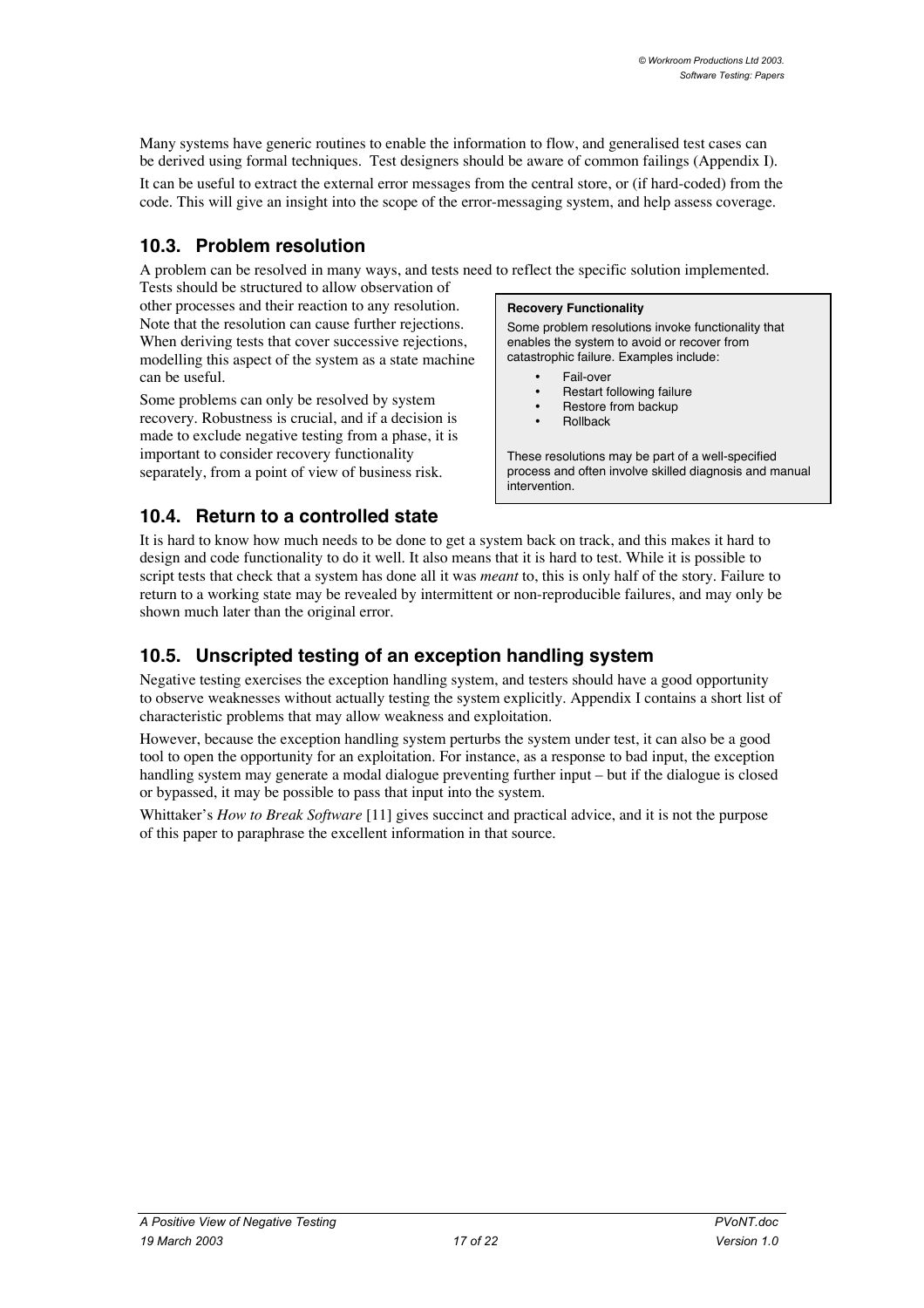Many systems have generic routines to enable the information to flow, and generalised test cases can be derived using formal techniques. Test designers should be aware of common failings (Appendix I).

It can be useful to extract the external error messages from the central store, or (if hard-coded) from the code. This will give an insight into the scope of the error-messaging system, and help assess coverage.

## 10.3. Problem resolution

A problem can be resolved in many ways, and tests need to reflect the specific solution implemented.

Tests should be structured to allow observation of other processes and their reaction to any resolution. Note that the resolution can cause further rejections. When deriving tests that cover successive rejections, modelling this aspect of the system as a state machine can be useful.

Some problems can only be resolved by system recovery. Robustness is crucial, and if a decision is made to exclude negative testing from a phase, it is important to consider recovery functionality separately, from a point of view of business risk.

> **Recovery Functionality**
>
> Some problem resolutions invoke functionality that enables the system to avoid or recover from catastrophic failure. Examples include:
>
> - Fail-over
> - Restart following failure
> - Restore from backup
> - Rollback
>
> These resolutions may be part of a well-specified process and often involve skilled diagnosis and manual intervention.

## 10.4. Return to a controlled state

It is hard to know how much needs to be done to get a system back on track, and this makes it hard to design and code functionality to do it well. It also means that it is hard to test. While it is possible to script tests that check that a system has done all it was *meant* to, this is only half of the story. Failure to return to a working state may be revealed by intermittent or non-reproducible failures, and may only be shown much later than the original error.

## 10.5. Unscripted testing of an exception handling system

Negative testing exercises the exception handling system, and testers should have a good opportunity to observe weaknesses without actually testing the system explicitly. Appendix I contains a short list of characteristic problems that may allow weakness and exploitation.

However, because the exception handling system perturbs the system under test, it can also be a good tool to open the opportunity for an exploitation. For instance, as a response to bad input, the exception handling system may generate a modal dialogue preventing further input – but if the dialogue is closed or bypassed, it may be possible to pass that input into the system.

Whittaker's *How to Break Software* [11] gives succinct and practical advice, and it is not the purpose of this paper to paraphrase the excellent information in that source.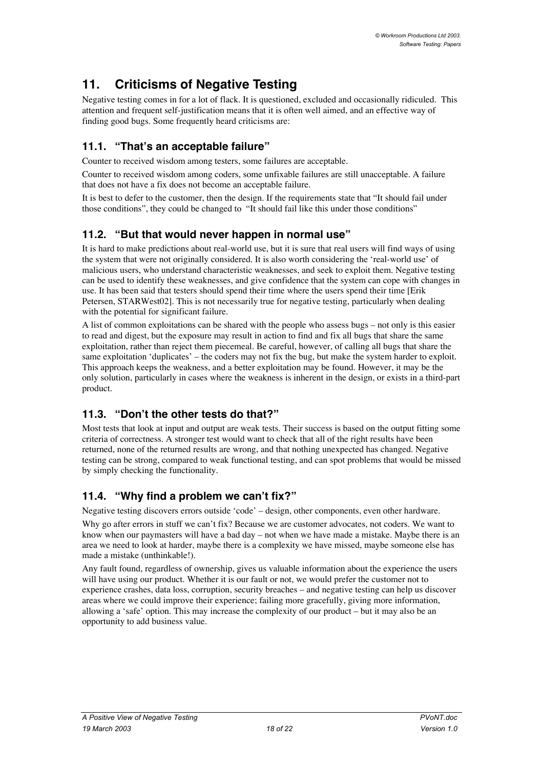# 11. Criticisms of Negative Testing

Negative testing comes in for a lot of flack. It is questioned, excluded and occasionally ridiculed. This attention and frequent self-justification means that it is often well aimed, and an effective way of finding good bugs. Some frequently heard criticisms are:

## 11.1. "That's an acceptable failure"

Counter to received wisdom among testers, some failures are acceptable.

Counter to received wisdom among coders, some unfixable failures are still unacceptable. A failure that does not have a fix does not become an acceptable failure.

It is best to defer to the customer, then the design. If the requirements state that "It should fail under those conditions", they could be changed to "It should fail like this under those conditions"

## 11.2. "But that would never happen in normal use"

It is hard to make predictions about real-world use, but it is sure that real users will find ways of using the system that were not originally considered. It is also worth considering the 'real-world use' of malicious users, who understand characteristic weaknesses, and seek to exploit them. Negative testing can be used to identify these weaknesses, and give confidence that the system can cope with changes in use. It has been said that testers should spend their time where the users spend their time [Erik Petersen, STARWest02]. This is not necessarily true for negative testing, particularly when dealing with the potential for significant failure.

A list of common exploitations can be shared with the people who assess bugs – not only is this easier to read and digest, but the exposure may result in action to find and fix all bugs that share the same exploitation, rather than reject them piecemeal. Be careful, however, of calling all bugs that share the same exploitation 'duplicates' – the coders may not fix the bug, but make the system harder to exploit. This approach keeps the weakness, and a better exploitation may be found. However, it may be the only solution, particularly in cases where the weakness is inherent in the design, or exists in a third-part product.

## 11.3. "Don't the other tests do that?"

Most tests that look at input and output are weak tests. Their success is based on the output fitting some criteria of correctness. A stronger test would want to check that all of the right results have been returned, none of the returned results are wrong, and that nothing unexpected has changed. Negative testing can be strong, compared to weak functional testing, and can spot problems that would be missed by simply checking the functionality.

## 11.4. "Why find a problem we can't fix?"

Negative testing discovers errors outside 'code' – design, other components, even other hardware.

Why go after errors in stuff we can't fix? Because we are customer advocates, not coders. We want to know when our paymasters will have a bad day – not when we have made a mistake. Maybe there is an area we need to look at harder, maybe there is a complexity we have missed, maybe someone else has made a mistake (unthinkable!).

Any fault found, regardless of ownership, gives us valuable information about the experience the users will have using our product. Whether it is our fault or not, we would prefer the customer not to experience crashes, data loss, corruption, security breaches – and negative testing can help us discover areas where we could improve their experience; failing more gracefully, giving more information, allowing a 'safe' option. This may increase the complexity of our product – but it may also be an opportunity to add business value.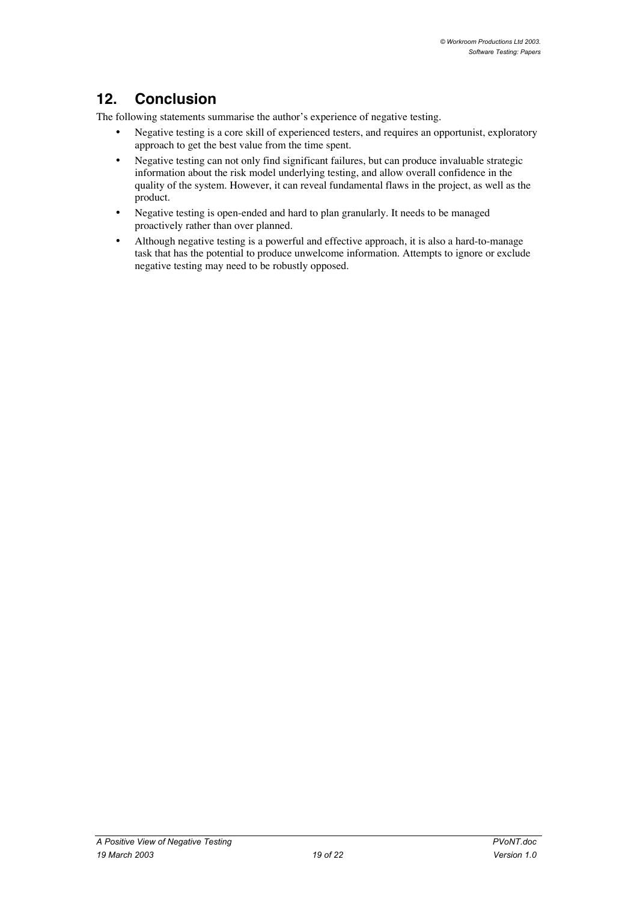## 12. Conclusion

The following statements summarise the author's experience of negative testing.

- Negative testing is a core skill of experienced testers, and requires an opportunist, exploratory approach to get the best value from the time spent.
- Negative testing can not only find significant failures, but can produce invaluable strategic information about the risk model underlying testing, and allow overall confidence in the quality of the system. However, it can reveal fundamental flaws in the project, as well as the product.
- Negative testing is open-ended and hard to plan granularly. It needs to be managed proactively rather than over planned.
- Although negative testing is a powerful and effective approach, it is also a hard-to-manage task that has the potential to produce unwelcome information. Attempts to ignore or exclude negative testing may need to be robustly opposed.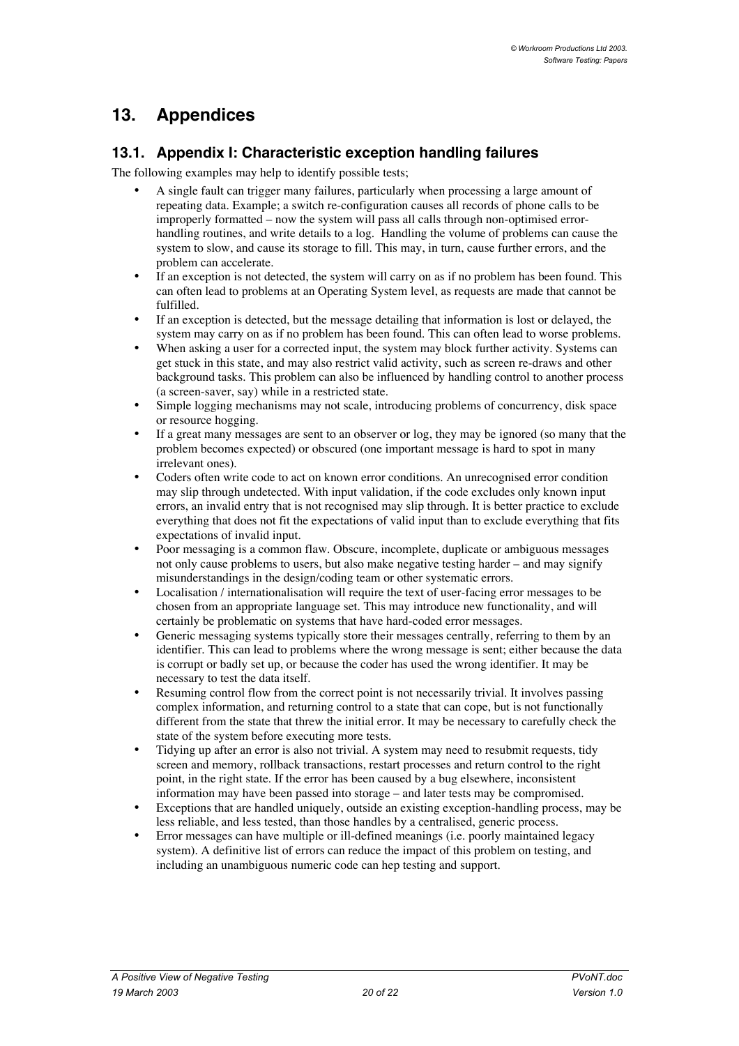# 13. Appendices

## 13.1. Appendix I: Characteristic exception handling failures

The following examples may help to identify possible tests;

- A single fault can trigger many failures, particularly when processing a large amount of repeating data. Example; a switch re-configuration causes all records of phone calls to be improperly formatted – now the system will pass all calls through non-optimised error-handling routines, and write details to a log. Handling the volume of problems can cause the system to slow, and cause its storage to fill. This may, in turn, cause further errors, and the problem can accelerate.
- If an exception is not detected, the system will carry on as if no problem has been found. This can often lead to problems at an Operating System level, as requests are made that cannot be fulfilled.
- If an exception is detected, but the message detailing that information is lost or delayed, the system may carry on as if no problem has been found. This can often lead to worse problems.
- When asking a user for a corrected input, the system may block further activity. Systems can get stuck in this state, and may also restrict valid activity, such as screen re-draws and other background tasks. This problem can also be influenced by handling control to another process (a screen-saver, say) while in a restricted state.
- Simple logging mechanisms may not scale, introducing problems of concurrency, disk space or resource hogging.
- If a great many messages are sent to an observer or log, they may be ignored (so many that the problem becomes expected) or obscured (one important message is hard to spot in many irrelevant ones).
- Coders often write code to act on known error conditions. An unrecognised error condition may slip through undetected. With input validation, if the code excludes only known input errors, an invalid entry that is not recognised may slip through. It is better practice to exclude everything that does not fit the expectations of valid input than to exclude everything that fits expectations of invalid input.
- Poor messaging is a common flaw. Obscure, incomplete, duplicate or ambiguous messages not only cause problems to users, but also make negative testing harder – and may signify misunderstandings in the design/coding team or other systematic errors.
- Localisation / internationalisation will require the text of user-facing error messages to be chosen from an appropriate language set. This may introduce new functionality, and will certainly be problematic on systems that have hard-coded error messages.
- Generic messaging systems typically store their messages centrally, referring to them by an identifier. This can lead to problems where the wrong message is sent; either because the data is corrupt or badly set up, or because the coder has used the wrong identifier. It may be necessary to test the data itself.
- Resuming control flow from the correct point is not necessarily trivial. It involves passing complex information, and returning control to a state that can cope, but is not functionally different from the state that threw the initial error. It may be necessary to carefully check the state of the system before executing more tests.
- Tidying up after an error is also not trivial. A system may need to resubmit requests, tidy screen and memory, rollback transactions, restart processes and return control to the right point, in the right state. If the error has been caused by a bug elsewhere, inconsistent information may have been passed into storage – and later tests may be compromised.
- Exceptions that are handled uniquely, outside an existing exception-handling process, may be less reliable, and less tested, than those handles by a centralised, generic process.
- Error messages can have multiple or ill-defined meanings (i.e. poorly maintained legacy system). A definitive list of errors can reduce the impact of this problem on testing, and including an unambiguous numeric code can hep testing and support.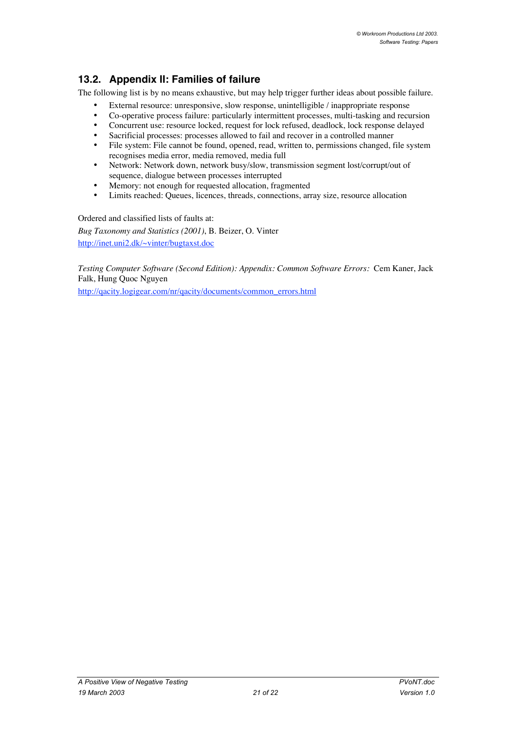## 13.2. Appendix II: Families of failure

The following list is by no means exhaustive, but may help trigger further ideas about possible failure.

- External resource: unresponsive, slow response, unintelligible / inappropriate response
- Co-operative process failure: particularly intermittent processes, multi-tasking and recursion
- Concurrent use: resource locked, request for lock refused, deadlock, lock response delayed
- Sacrificial processes: processes allowed to fail and recover in a controlled manner
- File system: File cannot be found, opened, read, written to, permissions changed, file system recognises media error, media removed, media full
- Network: Network down, network busy/slow, transmission segment lost/corrupt/out of sequence, dialogue between processes interrupted
- Memory: not enough for requested allocation, fragmented
- Limits reached: Queues, licences, threads, connections, array size, resource allocation

Ordered and classified lists of faults at:

*Bug Taxonomy and Statistics (2001)*, B. Beizer, O. Vinter
http://inet.uni2.dk/~vinter/bugtaxst.doc

*Testing Computer Software (Second Edition): Appendix: Common Software Errors:* Cem Kaner, Jack Falk, Hung Quoc Nguyen

http://qacity.logigear.com/nr/qacity/documents/common_errors.html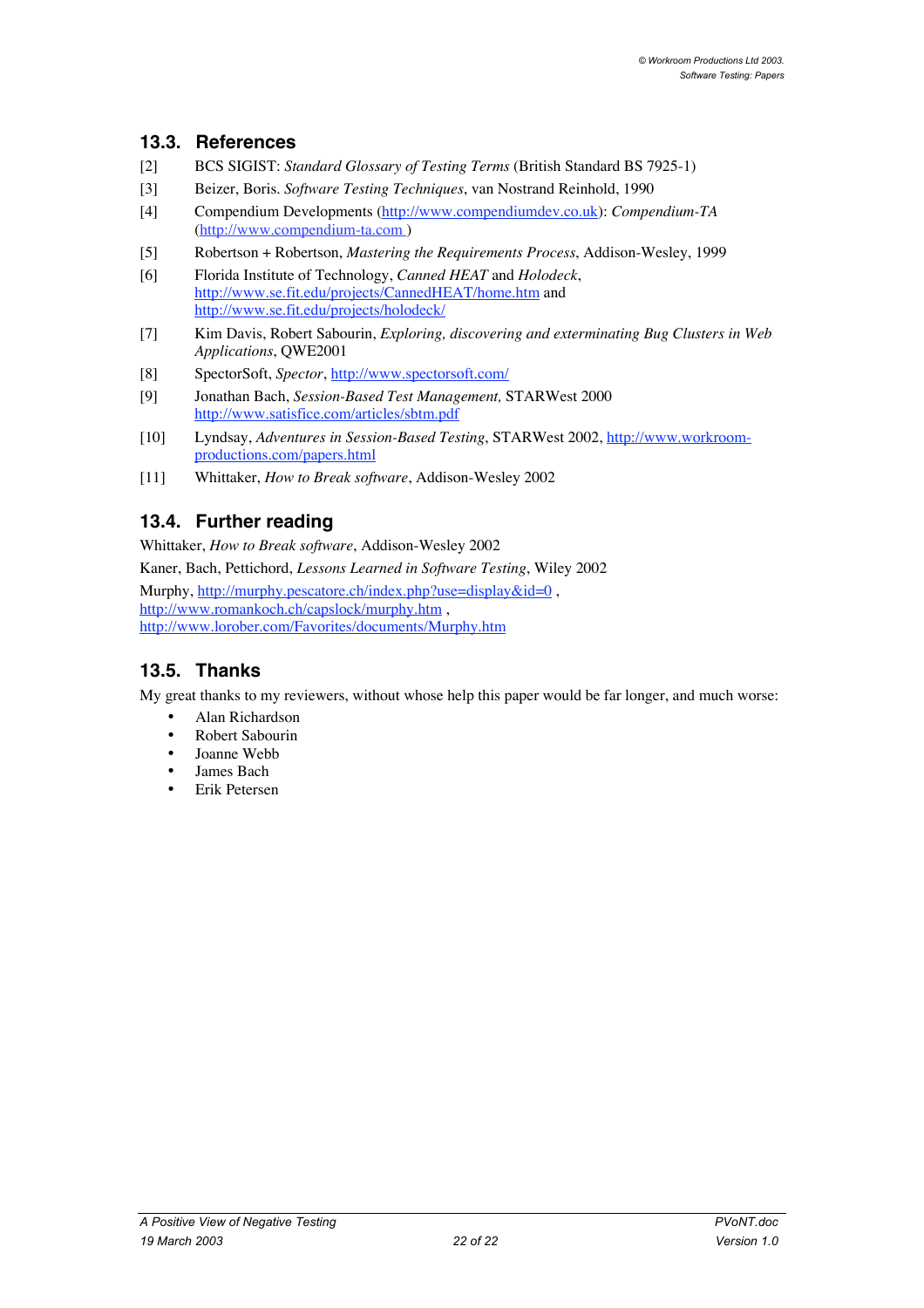## 13.3. References

[2] BCS SIGIST: *Standard Glossary of Testing Terms* (British Standard BS 7925-1)

[3] Beizer, Boris. *Software Testing Techniques*, van Nostrand Reinhold, 1990

[4] Compendium Developments (http://www.compendiumdev.co.uk): *Compendium-TA* (http://www.compendium-ta.com )

[5] Robertson + Robertson, *Mastering the Requirements Process*, Addison-Wesley, 1999

[6] Florida Institute of Technology, *Canned HEAT* and *Holodeck*, http://www.se.fit.edu/projects/CannedHEAT/home.htm and http://www.se.fit.edu/projects/holodeck/

[7] Kim Davis, Robert Sabourin, *Exploring, discovering and exterminating Bug Clusters in Web Applications*, QWE2001

[8] SpectorSoft, *Spector*, http://www.spectorsoft.com/

[9] Jonathan Bach, *Session-Based Test Management,* STARWest 2000 http://www.satisfice.com/articles/sbtm.pdf

[10] Lyndsay, *Adventures in Session-Based Testing*, STARWest 2002, http://www.workroom-productions.com/papers.html

[11] Whittaker, *How to Break software*, Addison-Wesley 2002

## 13.4. Further reading

Whittaker, *How to Break software*, Addison-Wesley 2002

Kaner, Bach, Pettichord, *Lessons Learned in Software Testing*, Wiley 2002

Murphy, http://murphy.pescatore.ch/index.php?use=display&id=0 , http://www.romankoch.ch/capslock/murphy.htm , http://www.lorober.com/Favorites/documents/Murphy.htm

## 13.5. Thanks

My great thanks to my reviewers, without whose help this paper would be far longer, and much worse:

- Alan Richardson
- Robert Sabourin
- Joanne Webb
- James Bach
- Erik Petersen